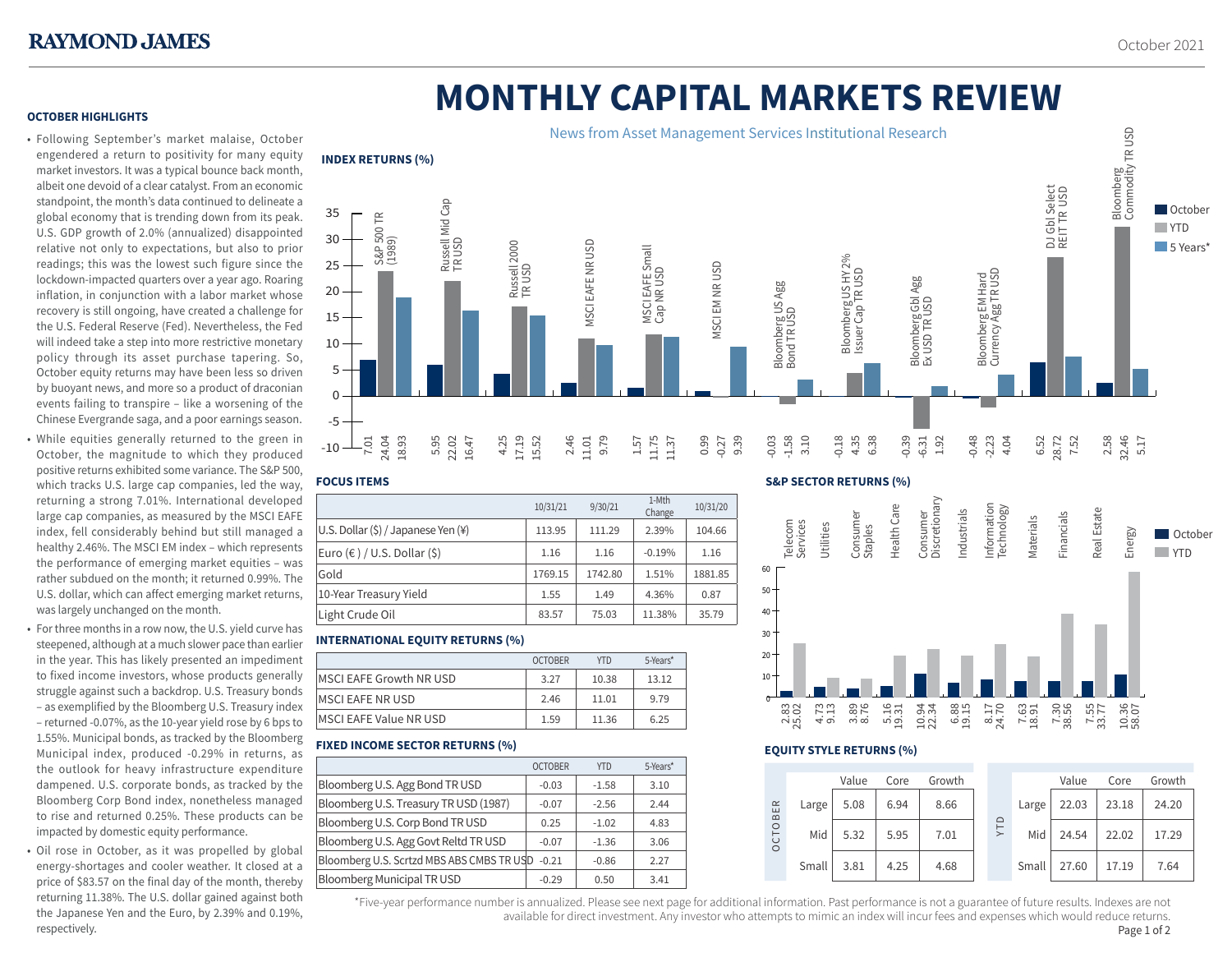# MONTHLY CAPITAL MARKETS REVIEW

News from Asset Management Services Institutional Research

October 2021

## OCTOBER HIGHLIGHTS

- Following September's market malaise, October engendered a return to positivity for many equity market investors. It was a typical bounce back month, albeit one devoid of a clear catalyst. From an economic standpoint, the month's data continued to delineate a global economy that is trending down from its peak. U.S. GDP growth of 2.0% (annualized) disappointed relative not only to expectations, but also to prior readings; this was the lowest such figure since the lockdown-impacted quarters over a year ago. Roaring inflation, in conjunction with a labor market whose recovery is still ongoing, have created a challenge for the U.S. Federal Reserve (Fed). Nevertheless, the Fed will indeed take a step into more restrictive monetary policy through its asset purchase tapering. So, October equity returns may have been less so driven by buoyant news, and more so a product of draconian events failing to transpire – like a worsening of the Chinese Evergrande saga, and a poor earnings season.
- While equities generally returned to the green in October, the magnitude to which they produced positive returns exhibited some variance. The S&P 500, which tracks U.S. large cap companies, led the way, returning a strong 7.01%. International developed large cap companies, as measured by the MSCI EAFE index, fell considerably behind but still managed a healthy 2.46%. The MSCI EM index – which represents the performance of emerging market equities – was rather subdued on the month; it returned 0.99%. The U.S. dollar, which can affect emerging market returns, was largely unchanged on the month.
- For three months in a row now, the U.S. yield curve has steepened, although at a much slower pace than earlier in the year. This has likely presented an impediment to fixed income investors, whose products generally struggle against such a backdrop. U.S. Treasury bonds – as exemplified by the Bloomberg U.S. Treasury index – returned -0.07%, as the 10-year yield rose by 6 bps to 1.55%. Municipal bonds, as tracked by the Bloomberg Municipal index, produced -0.29% in returns, as the outlook for heavy infrastructure expenditure dampened. U.S. corporate bonds, as tracked by the Bloomberg Corp Bond index, nonetheless managed to rise and returned 0.25%. These products can be impacted by domestic equity performance.
- Oil rose in October, as it was propelled by global energy-shortages and cooler weather. It closed at a price of $83.57 on the final day of the month, thereby returning 11.38%. The U.S. dollar gained against both the Japanese Yen and the Euro, by 2.39% and 0.19%, respectively.

## INDEX RETURNS (%)

| Index | October | YTD | 5 Years* |
|---|---|---|---|
| S&P 500 TR (1989) | 7.01 | 24.04 | 18.93 |
| Russell Mid Cap TR USD | 5.95 | 22.02 | 16.47 |
| Russell 2000 TR USD | 4.25 | 17.19 | 15.52 |
| MSCI EAFE NR USD | 2.46 | 11.01 | 9.79 |
| MSCI EAFE Small Cap NR USD | 1.57 | 11.75 | 11.37 |
| MSCI EM NR USD | 0.99 | -0.27 | 9.39 |
| Bloomberg US Agg Bond TR USD | -0.03 | -1.58 | 3.10 |
| Bloomberg US HY 2% Issuer Cap TR USD | -0.18 | 4.35 | 6.38 |
| Bloomberg Gbl Agg Ex USD TR USD | -0.39 | -6.31 | 1.92 |
| Bloomberg EM Hard Currency Agg TR USD | -0.48 | -2.23 | 4.04 |
| DJ Gbl Select REIT TR USD | 6.52 | 28.72 | 7.52 |
| Bloomberg Commodity TR USD | 2.58 | 32.46 | 5.17 |

## FOCUS ITEMS

| | 10/31/21 | 9/30/21 | 1-Mth Change | 10/31/20 |
|---|---|---|---|---|
| U.S. Dollar ($) / Japanese Yen (¥) | 113.95 | 111.29 | 2.39% | 104.66 |
| Euro (€) / U.S. Dollar ($) | 1.16 | 1.16 | -0.19% | 1.16 |
| Gold | 1769.15 | 1742.80 | 1.51% | 1881.85 |
| 10-Year Treasury Yield | 1.55 | 1.49 | 4.36% | 0.87 |
| Light Crude Oil | 83.57 | 75.03 | 11.38% | 35.79 |

## INTERNATIONAL EQUITY RETURNS (%)

| | OCTOBER | YTD | 5-Years* |
|---|---|---|---|
| MSCI EAFE Growth NR USD | 3.27 | 10.38 | 13.12 |
| MSCI EAFE NR USD | 2.46 | 11.01 | 9.79 |
| MSCI EAFE Value NR USD | 1.59 | 11.36 | 6.25 |

## FIXED INCOME SECTOR RETURNS (%)

| | OCTOBER | YTD | 5-Years* |
|---|---|---|---|
| Bloomberg U.S. Agg Bond TR USD | -0.03 | -1.58 | 3.10 |
| Bloomberg U.S. Treasury TR USD (1987) | -0.07 | -2.56 | 2.44 |
| Bloomberg U.S. Corp Bond TR USD | 0.25 | -1.02 | 4.83 |
| Bloomberg U.S. Agg Govt Reltd TR USD | -0.07 | -1.36 | 3.06 |
| Bloomberg U.S. Scrtzd MBS ABS CMBS TR USD | -0.21 | -0.86 | 2.27 |
| Bloomberg Municipal TR USD | -0.29 | 0.50 | 3.41 |

## S&P SECTOR RETURNS (%)

| Sector | October | YTD |
|---|---|---|
| Telecom Services | 2.83 | 25.02 |
| Utilities | 4.73 | 9.13 |
| Consumer Staples | 3.89 | 8.76 |
| Health Care | 5.16 | 19.31 |
| Consumer Discretionary | 10.94 | 22.34 |
| Industrials | 6.88 | 19.15 |
| Information Technology | 8.17 | 24.70 |
| Materials | 7.63 | 18.91 |
| Financials | 7.30 | 38.56 |
| Real Estate | 7.55 | 33.77 |
| Energy | 10.36 | 58.07 |

## EQUITY STYLE RETURNS (%)

**OCTOBER**

| | Value | Core | Growth |
|---|---|---|---|
| Large | 5.08 | 6.94 | 8.66 |
| Mid | 5.32 | 5.95 | 7.01 |
| Small | 3.81 | 4.25 | 4.68 |

**YTD**

| | Value | Core | Growth |
|---|---|---|---|
| Large | 22.03 | 23.18 | 24.20 |
| Mid | 24.54 | 22.02 | 17.29 |
| Small | 27.60 | 17.19 | 7.64 |

*Five-year performance number is annualized. Please see next page for additional information. Past performance is not a guarantee of future results. Indexes are not available for direct investment. Any investor who attempts to mimic an index will incur fees and expenses which would reduce returns.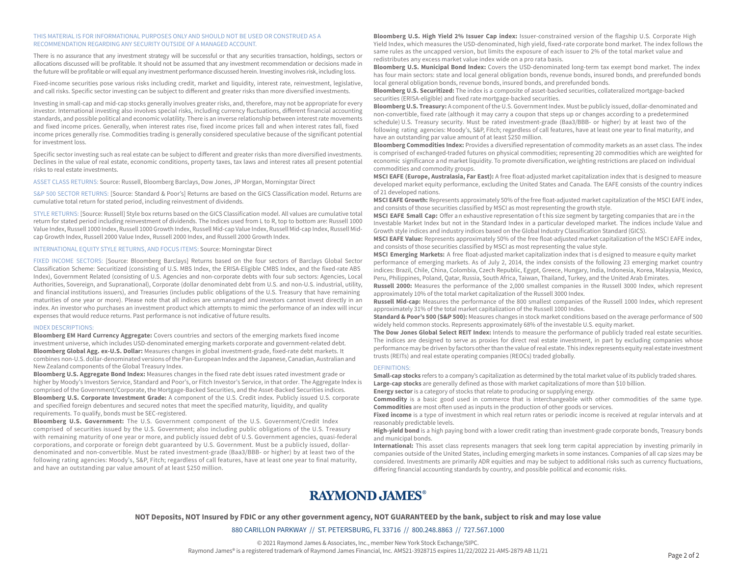THIS MATERIAL IS FOR INFORMATIONAL PURPOSES ONLY AND SHOULD NOT BE USED OR CONSTRUED AS A RECOMMENDATION REGARDING ANY SECURITY OUTSIDE OF A MANAGED ACCOUNT.

There is no assurance that any investment strategy will be successful or that any securities transaction, holdings, sectors or allocations discussed will be profitable. It should not be assumed that any investment recommendation or decisions made in the future will be profitable or will equal any investment performance discussed herein. Investing involves risk, including loss.

Fixed-income securities pose various risks including credit, market and liquidity, interest rate, reinvestment, legislative, and call risks. Specific sector investing can be subject to different and greater risks than more diversified investments.

Investing in small-cap and mid-cap stocks generally involves greater risks, and, therefore, may not be appropriate for every investor. International investing also involves special risks, including currency fluctuations, different financial accounting standards, and possible political and economic volatility. There is an inverse relationship between interest rate movements and fixed income prices. Generally, when interest rates rise, fixed income prices fall and when interest rates fall, fixed income prices generally rise. Commodities trading is generally considered speculative because of the significant potential for investment loss.

Specific sector investing such as real estate can be subject to different and greater risks than more diversified investments. Declines in the value of real estate, economic conditions, property taxes, tax laws and interest rates all present potential risks to real estate investments.

ASSET CLASS RETURNS: Source: Russell, Bloomberg Barclays, Dow Jones, JP Morgan, Morningstar Direct

S&P 500 SECTOR RETURNS: [Source: Standard & Poor's] Returns are based on the GICS Classification model. Returns are cumulative total return for stated period, including reinvestment of dividends.

STYLE RETURNS: [Source: Russell] Style box returns based on the GICS Classification model. All values are cumulative total return for stated period including reinvestment of dividends. The Indices used from L to R, top to bottom are: Russell 1000 Value Index, Russell 1000 Index, Russell 1000 Growth Index, Russell Mid-cap Value Index, Russell Mid-cap Index, Russell Mid-cap Growth Index, Russell 2000 Value Index, Russell 2000 Index, and Russell 2000 Growth Index.

INTERNATIONAL EQUITY STYLE RETURNS, AND FOCUS ITEMS: Source: Morningstar Direct

FIXED INCOME SECTORS: [Source: Bloomberg Barclays] Returns based on the four sectors of Barclays Global Sector Classification Scheme: Securitized (consisting of U.S. MBS Index, the ERISA-Eligible CMBS Index, and the fixed-rate ABS Index), Government Related (consisting of U.S. Agencies and non-corporate debts with four sub sectors: Agencies, Local Authorities, Sovereign, and Supranational), Corporate (dollar denominated debt from U.S. and non-U.S. industrial, utility, and financial institutions issuers), and Treasuries (includes public obligations of the U.S. Treasury that have remaining maturities of one year or more). Please note that all indices are unmanaged and investors cannot invest directly in an index. An investor who purchases an investment product which attempts to mimic the performance of an index will incur expenses that would reduce returns. Past performance is not indicative of future results.

INDEX DESCRIPTIONS:

**Bloomberg EM Hard Currency Aggregate:** Covers countries and sectors of the emerging markets fixed income investment universe, which includes USD-denominated emerging markets corporate and government-related debt.

**Bloomberg Global Agg. ex-U.S. Dollar:** Measures changes in global investment-grade, fixed-rate debt markets. It combines non-U.S. dollar-denominated versions of the Pan-European Index and the Japanese, Canadian, Australian and New Zealand components of the Global Treasury Index.

**Bloomberg U.S. Aggregate Bond Index:** Measures changes in the fixed rate debt issues rated investment grade or higher by Moody's Investors Service, Standard and Poor's, or Fitch Investor's Service, in that order. The Aggregate Index is comprised of the Government/Corporate, the Mortgage-Backed Securities, and the Asset-Backed Securities indices.

**Bloomberg U.S. Corporate Investment Grade:** A component of the U.S. Credit index. Publicly issued U.S. corporate and specified foreign debentures and secured notes that meet the specified maturity, liquidity, and quality requirements. To qualify, bonds must be SEC-registered.

**Bloomberg U.S. Government:** The U.S. Government component of the U.S. Government/Credit Index comprised of securities issued by the U.S. Government; also including public obligations of the U.S. Treasury with remaining maturity of one year or more, and publicly issued debt of U.S. Government agencies, quasi-federal corporations, and corporate or foreign debt guaranteed by U.S. Government. Must be a publicly issued, dollar-denominated and non-convertible. Must be rated investment-grade (Baa3/BBB- or higher) by at least two of the following rating agencies: Moody's, S&P, Fitch; regardless of call features, have at least one year to final maturity, and have an outstanding par value amount of at least $250 million.

**Bloomberg U.S. High Yield 2% Issuer Cap index:** Issuer-constrained version of the flagship U.S. Corporate High Yield Index, which measures the USD-denominated, high yield, fixed-rate corporate bond market. The index follows the same rules as the uncapped version, but limits the exposure of each issuer to 2% of the total market value and redistributes any excess market value index wide on a pro rata basis.

**Bloomberg U.S. Municipal Bond Index:** Covers the USD-denominated long-term tax exempt bond market. The index has four main sectors: state and local general obligation bonds, revenue bonds, insured bonds, and prerefunded bonds local general obligation bonds, revenue bonds, insured bonds, and prerefunded bonds.

**Bloomberg U.S. Securitized:** The index is a composite of asset-backed securities, collateralized mortgage-backed securities (ERISA-eligible) and fixed rate mortgage-backed securities.

**Bloomberg U.S. Treasury:** A component of the U.S. Government Index. Must be publicly issued, dollar-denominated and non-convertible, fixed rate (although it may carry a coupon that steps up or changes according to a predetermined schedule) U.S. Treasury security. Must be rated investment-grade (Baa3/BBB- or higher) by at least two of the following rating agencies: Moody's, S&P, Fitch; regardless of call features, have at least one year to final maturity, and have an outstanding par value amount of at least $250 million.

**Bloomberg Commodities Index:** Provides a diversified representation of commodity markets as an asset class. The index is comprised of exchanged-traded futures on physical commodities; representing 20 commodities which are weighted for economic significance and market liquidity. To promote diversification, weighting restrictions are placed on individual commodities and commodity groups.

**MSCI EAFE (Europe, Australasia, Far East):** A free float-adjusted market capitalization index that is designed to measure developed market equity performance, excluding the United States and Canada. The EAFE consists of the country indices of 21 developed nations.

**MSCI EAFE Growth:** Represents approximately 50% of the free float-adjusted market capitalization of the MSCI EAFE index, and consists of those securities classified by MSCI as most representing the growth style.

**MSCI EAFE Small Cap:** Offer an exhaustive representation of this size segment by targeting companies that are in the Investable Market Index but not in the Standard Index in a particular developed market. The indices include Value and Growth style indices and industry indices based on the Global Industry Classification Standard (GICS).

**MSCI EAFE Value:** Represents approximately 50% of the free float-adjusted market capitalization of the MSCI EAFE index, and consists of those securities classified by MSCI as most representing the value style.

**MSCI Emerging Markets:** A free float-adjusted market capitalization index that is designed to measure equity market performance of emerging markets. As of July 2, 2014, the index consists of the following 23 emerging market country indices: Brazil, Chile, China, Colombia, Czech Republic, Egypt, Greece, Hungary, India, Indonesia, Korea, Malaysia, Mexico, Peru, Philippines, Poland, Qatar, Russia, South Africa, Taiwan, Thailand, Turkey, and the United Arab Emirates.

**Russell 2000:** Measures the performance of the 2,000 smallest companies in the Russell 3000 Index, which represent approximately 10% of the total market capitalization of the Russell 3000 Index.

**Russell Mid-cap:** Measures the performance of the 800 smallest companies of the Russell 1000 Index, which represent approximately 31% of the total market capitalization of the Russell 1000 Index.

**Standard & Poor's 500 (S&P 500):** Measures changes in stock market conditions based on the average performance of 500 widely held common stocks. Represents approximately 68% of the investable U.S. equity market.

**The Dow Jones Global Select REIT Index:** Intends to measure the performance of publicly traded real estate securities. The indices are designed to serve as proxies for direct real estate investment, in part by excluding companies whose performance may be driven by factors other than the value of real estate. This index represents equity real estate investment trusts (REITs) and real estate operating companies (REOCs) traded globally.

DEFINITIONS:

**Small-cap stocks** refers to a company's capitalization as determined by the total market value of its publicly traded shares.

**Large-cap stocks** are generally defined as those with market capitalizations of more than $10 billion.

**Energy sector** is a category of stocks that relate to producing or supplying energy.

**Commodity** is a basic good used in commerce that is interchangeable with other commodities of the same type. **Commodities** are most often used as inputs in the production of other goods or services.

**Fixed income** is a type of investment in which real return rates or periodic income is received at regular intervals and at reasonably predictable levels.

**High-yield bond** is a high paying bond with a lower credit rating than investment-grade corporate bonds, Treasury bonds and municipal bonds.

**International:** This asset class represents managers that seek long term capital appreciation by investing primarily in companies outside of the United States, including emerging markets in some instances. Companies of all cap sizes may be considered. Investments are primarily ADR equities and may be subject to additional risks such as currency fluctuations, differing financial accounting standards by country, and possible political and economic risks.

RAYMOND JAMES®

**NOT Deposits, NOT Insured by FDIC or any other government agency, NOT GUARANTEED by the bank, subject to risk and may lose value**

880 CARILLON PARKWAY // ST. PETERSBURG, FL 33716 // 800.248.8863 // 727.567.1000

© 2021 Raymond James & Associates, Inc., member New York Stock Exchange/SIPC.
Raymond James® is a registered trademark of Raymond James Financial, Inc. AMS21-3928715 expires 11/22/2022 21-AMS-2879 AB 11/21